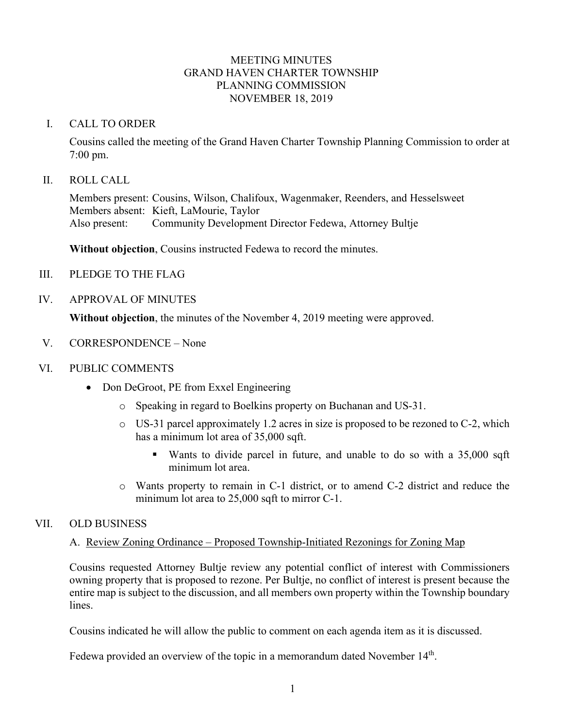# MEETING MINUTES
# GRAND HAVEN CHARTER TOWNSHIP
# PLANNING COMMISSION
# NOVEMBER 18, 2019

## I. CALL TO ORDER

Cousins called the meeting of the Grand Haven Charter Township Planning Commission to order at 7:00 pm.

## II. ROLL CALL

Members present: Cousins, Wilson, Chalifoux, Wagenmaker, Reenders, and Hesselsweet
Members absent: Kieft, LaMourie, Taylor
Also present: Community Development Director Fedewa, Attorney Bultje

**Without objection**, Cousins instructed Fedewa to record the minutes.

## III. PLEDGE TO THE FLAG

## IV. APPROVAL OF MINUTES

**Without objection**, the minutes of the November 4, 2019 meeting were approved.

## V. CORRESPONDENCE – None

## VI. PUBLIC COMMENTS

- Don DeGroot, PE from Exxel Engineering
  - Speaking in regard to Boelkins property on Buchanan and US-31.
  - US-31 parcel approximately 1.2 acres in size is proposed to be rezoned to C-2, which has a minimum lot area of 35,000 sqft.
    - Wants to divide parcel in future, and unable to do so with a 35,000 sqft minimum lot area.
  - Wants property to remain in C-1 district, or to amend C-2 district and reduce the minimum lot area to 25,000 sqft to mirror C-1.

## VII. OLD BUSINESS

### A. Review Zoning Ordinance – Proposed Township-Initiated Rezonings for Zoning Map

Cousins requested Attorney Bultje review any potential conflict of interest with Commissioners owning property that is proposed to rezone. Per Bultje, no conflict of interest is present because the entire map is subject to the discussion, and all members own property within the Township boundary lines.

Cousins indicated he will allow the public to comment on each agenda item as it is discussed.

Fedewa provided an overview of the topic in a memorandum dated November 14th.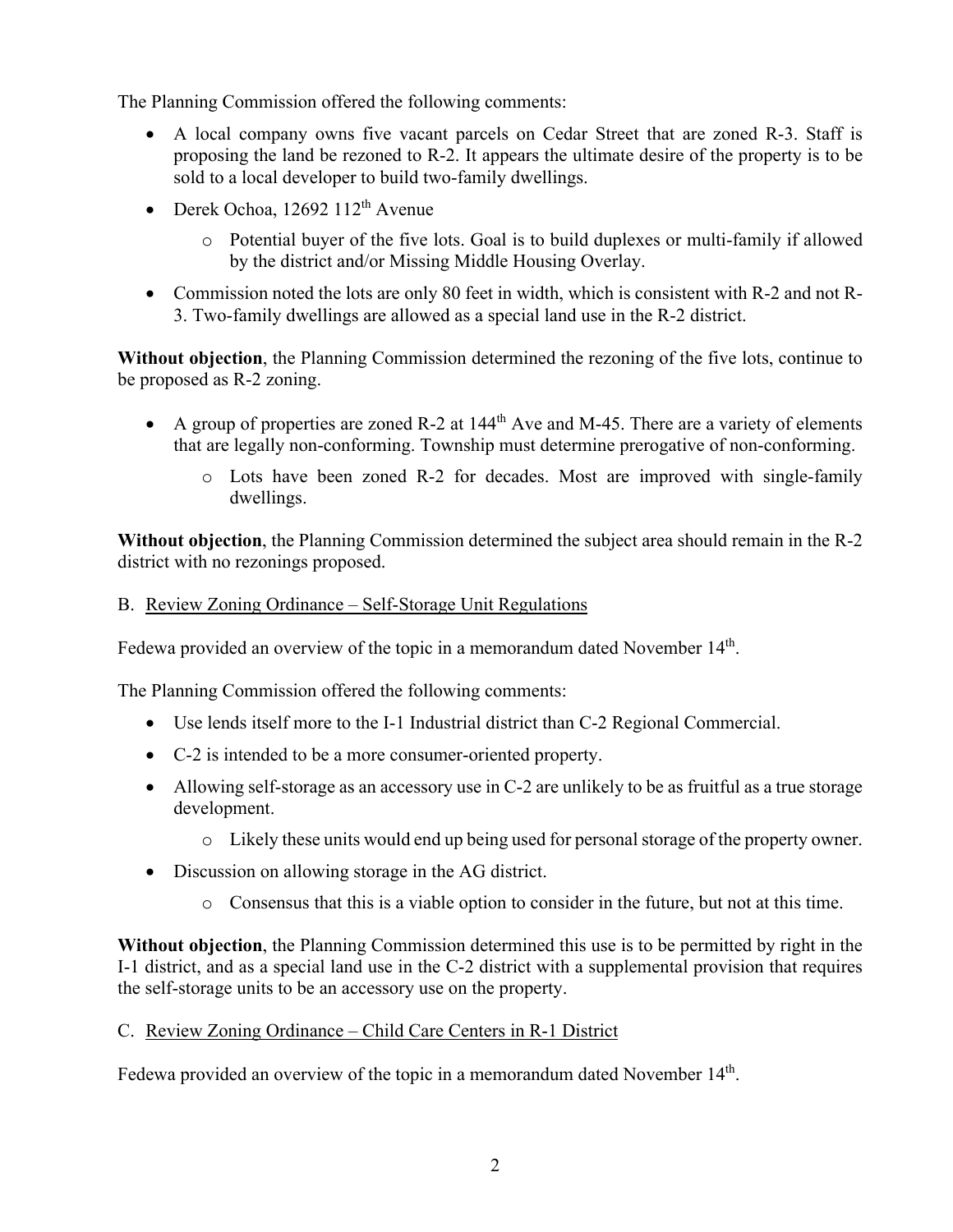The Planning Commission offered the following comments:

- A local company owns five vacant parcels on Cedar Street that are zoned R-3. Staff is proposing the land be rezoned to R-2. It appears the ultimate desire of the property is to be sold to a local developer to build two-family dwellings.
- Derek Ochoa, 12692 112th Avenue
  - Potential buyer of the five lots. Goal is to build duplexes or multi-family if allowed by the district and/or Missing Middle Housing Overlay.
- Commission noted the lots are only 80 feet in width, which is consistent with R-2 and not R-3. Two-family dwellings are allowed as a special land use in the R-2 district.

**Without objection**, the Planning Commission determined the rezoning of the five lots, continue to be proposed as R-2 zoning.

- A group of properties are zoned R-2 at 144th Ave and M-45. There are a variety of elements that are legally non-conforming. Township must determine prerogative of non-conforming.
  - Lots have been zoned R-2 for decades. Most are improved with single-family dwellings.

**Without objection**, the Planning Commission determined the subject area should remain in the R-2 district with no rezonings proposed.

B. Review Zoning Ordinance – Self-Storage Unit Regulations

Fedewa provided an overview of the topic in a memorandum dated November 14th.

The Planning Commission offered the following comments:

- Use lends itself more to the I-1 Industrial district than C-2 Regional Commercial.
- C-2 is intended to be a more consumer-oriented property.
- Allowing self-storage as an accessory use in C-2 are unlikely to be as fruitful as a true storage development.
  - Likely these units would end up being used for personal storage of the property owner.
- Discussion on allowing storage in the AG district.
  - Consensus that this is a viable option to consider in the future, but not at this time.

**Without objection**, the Planning Commission determined this use is to be permitted by right in the I-1 district, and as a special land use in the C-2 district with a supplemental provision that requires the self-storage units to be an accessory use on the property.

C. Review Zoning Ordinance – Child Care Centers in R-1 District

Fedewa provided an overview of the topic in a memorandum dated November 14th.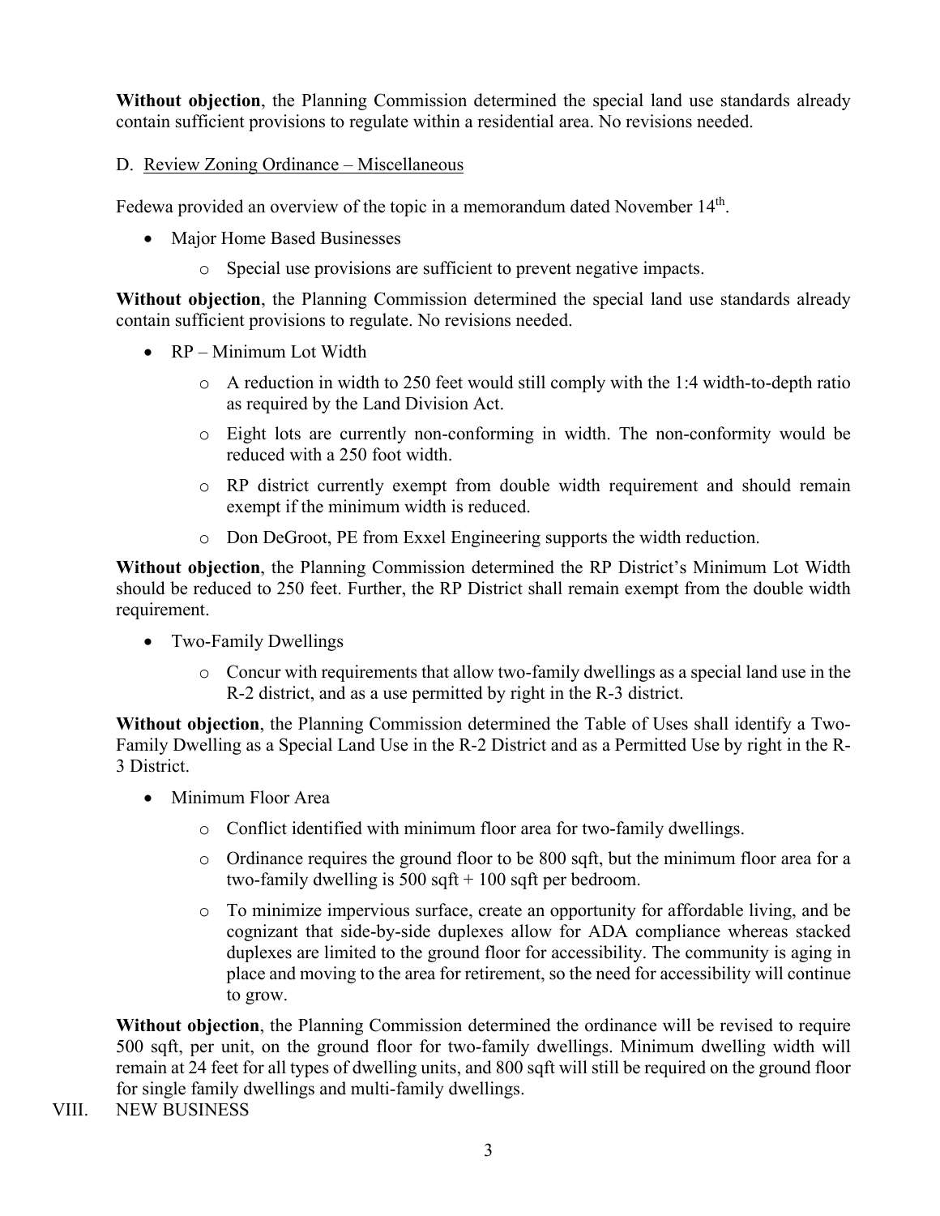**Without objection**, the Planning Commission determined the special land use standards already contain sufficient provisions to regulate within a residential area. No revisions needed.

D. Review Zoning Ordinance – Miscellaneous

Fedewa provided an overview of the topic in a memorandum dated November 14th.

- Major Home Based Businesses
  - Special use provisions are sufficient to prevent negative impacts.

**Without objection**, the Planning Commission determined the special land use standards already contain sufficient provisions to regulate. No revisions needed.

- RP – Minimum Lot Width
  - A reduction in width to 250 feet would still comply with the 1:4 width-to-depth ratio as required by the Land Division Act.
  - Eight lots are currently non-conforming in width. The non-conformity would be reduced with a 250 foot width.
  - RP district currently exempt from double width requirement and should remain exempt if the minimum width is reduced.
  - Don DeGroot, PE from Exxel Engineering supports the width reduction.

**Without objection**, the Planning Commission determined the RP District's Minimum Lot Width should be reduced to 250 feet. Further, the RP District shall remain exempt from the double width requirement.

- Two-Family Dwellings
  - Concur with requirements that allow two-family dwellings as a special land use in the R-2 district, and as a use permitted by right in the R-3 district.

**Without objection**, the Planning Commission determined the Table of Uses shall identify a Two-Family Dwelling as a Special Land Use in the R-2 District and as a Permitted Use by right in the R-3 District.

- Minimum Floor Area
  - Conflict identified with minimum floor area for two-family dwellings.
  - Ordinance requires the ground floor to be 800 sqft, but the minimum floor area for a two-family dwelling is 500 sqft + 100 sqft per bedroom.
  - To minimize impervious surface, create an opportunity for affordable living, and be cognizant that side-by-side duplexes allow for ADA compliance whereas stacked duplexes are limited to the ground floor for accessibility. The community is aging in place and moving to the area for retirement, so the need for accessibility will continue to grow.

**Without objection**, the Planning Commission determined the ordinance will be revised to require 500 sqft, per unit, on the ground floor for two-family dwellings. Minimum dwelling width will remain at 24 feet for all types of dwelling units, and 800 sqft will still be required on the ground floor for single family dwellings and multi-family dwellings.

VIII. NEW BUSINESS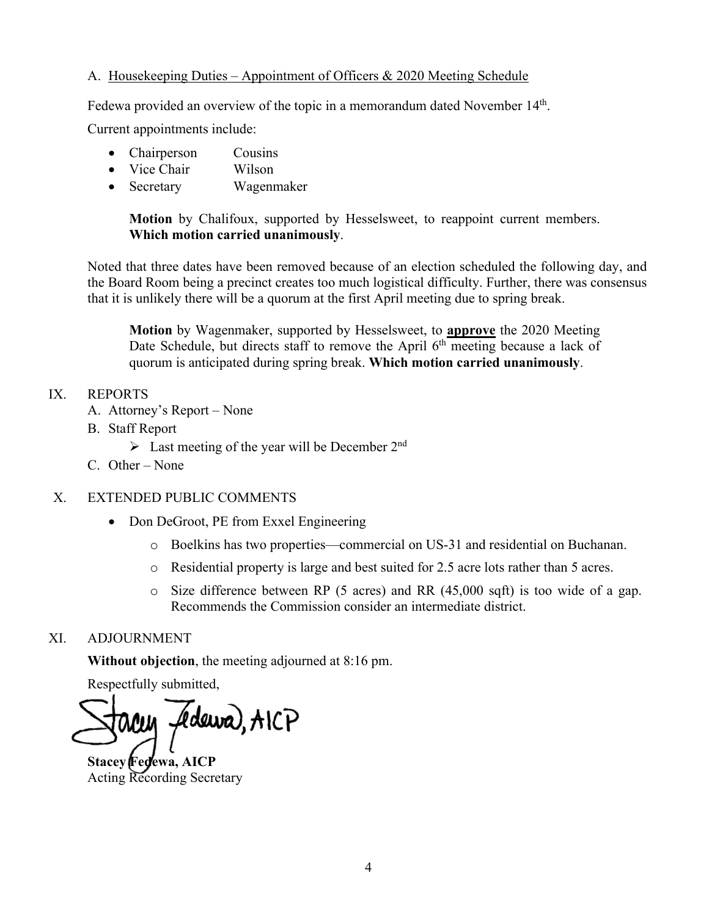A. Housekeeping Duties – Appointment of Officers & 2020 Meeting Schedule

Fedewa provided an overview of the topic in a memorandum dated November 14th.

Current appointments include:

- Chairperson Cousins
- Vice Chair Wilson
- Secretary Wagenmaker

> **Motion** by Chalifoux, supported by Hesselsweet, to reappoint current members. **Which motion carried unanimously**.

Noted that three dates have been removed because of an election scheduled the following day, and the Board Room being a precinct creates too much logistical difficulty. Further, there was consensus that it is unlikely there will be a quorum at the first April meeting due to spring break.

> **Motion** by Wagenmaker, supported by Hesselsweet, to **approve** the 2020 Meeting Date Schedule, but directs staff to remove the April 6th meeting because a lack of quorum is anticipated during spring break. **Which motion carried unanimously**.

IX. REPORTS

A. Attorney's Report – None

B. Staff Report

- Last meeting of the year will be December 2nd

C. Other – None

X. EXTENDED PUBLIC COMMENTS

- Don DeGroot, PE from Exxel Engineering
  - Boelkins has two properties—commercial on US-31 and residential on Buchanan.
  - Residential property is large and best suited for 2.5 acre lots rather than 5 acres.
  - Size difference between RP (5 acres) and RR (45,000 sqft) is too wide of a gap. Recommends the Commission consider an intermediate district.

XI. ADJOURNMENT

**Without objection**, the meeting adjourned at 8:16 pm.

Respectfully submitted,

Stacey Fedewa, AICP

**Stacey Fedewa, AICP**
Acting Recording Secretary